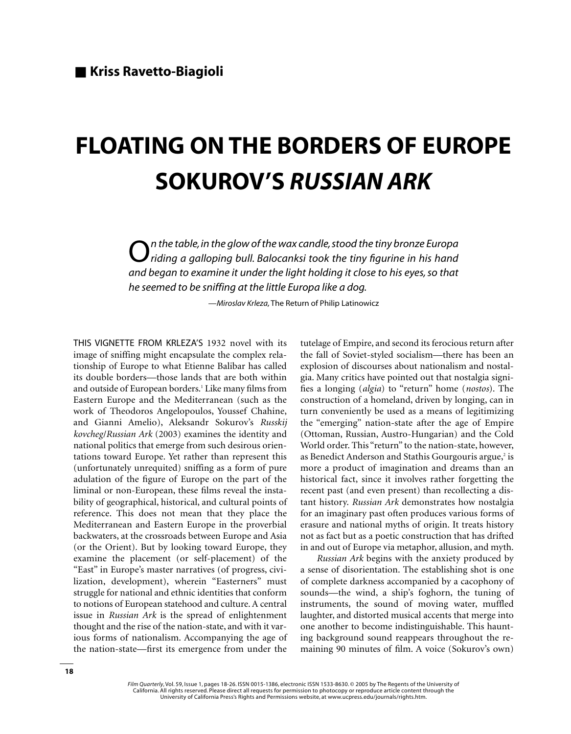■ **Kriss Ravetto-Biagioli**

# FLOATING ON THE BORDERS OF EUROPE SOKUROV'S *RUSSIAN ARK*

*On the table, in the glow of the wax candle, stood the tiny bronze Europa riding a galloping bull. Balocanksi took the tiny figurine in his hand and began to examine it under the light holding it close to his eyes, so that he seemed to be sniffing at the little Europa like a dog.*

—*Miroslav Krleza,* The Return of Philip Latinowicz

THIS VIGNETTE FROM KRLEZA'S 1932 novel with its image of sniffing might encapsulate the complex relationship of Europe to what Etienne Balibar has called its double borders—those lands that are both within and outside of European borders.[1] Like many films from Eastern Europe and the Mediterranean (such as the work of Theodoros Angelopoulos, Youssef Chahine, and Gianni Amelio), Aleksandr Sokurov's *Russkij kovcheg/Russian Ark* (2003) examines the identity and national politics that emerge from such desirous orientations toward Europe. Yet rather than represent this (unfortunately unrequited) sniffing as a form of pure adulation of the figure of Europe on the part of the liminal or non-European, these films reveal the instability of geographical, historical, and cultural points of reference. This does not mean that they place the Mediterranean and Eastern Europe in the proverbial backwaters, at the crossroads between Europe and Asia (or the Orient). But by looking toward Europe, they examine the placement (or self-placement) of the "East" in Europe's master narratives (of progress, civilization, development), wherein "Easterners" must struggle for national and ethnic identities that conform to notions of European statehood and culture. A central issue in *Russian Ark* is the spread of enlightenment thought and the rise of the nation-state, and with it various forms of nationalism. Accompanying the age of the nation-state—first its emergence from under the tutelage of Empire, and second its ferocious return after the fall of Soviet-styled socialism—there has been an explosion of discourses about nationalism and nostalgia. Many critics have pointed out that nostalgia signifies a longing (*algia*) to "return" home (*nostos*). The construction of a homeland, driven by longing, can in turn conveniently be used as a means of legitimizing the "emerging" nation-state after the age of Empire (Ottoman, Russian, Austro-Hungarian) and the Cold World order. This "return" to the nation-state, however, as Benedict Anderson and Stathis Gourgouris argue,[2] is more a product of imagination and dreams than an historical fact, since it involves rather forgetting the recent past (and even present) than recollecting a distant history. *Russian Ark* demonstrates how nostalgia for an imaginary past often produces various forms of erasure and national myths of origin. It treats history not as fact but as a poetic construction that has drifted in and out of Europe via metaphor, allusion, and myth.

*Russian Ark* begins with the anxiety produced by a sense of disorientation. The establishing shot is one of complete darkness accompanied by a cacophony of sounds—the wind, a ship's foghorn, the tuning of instruments, the sound of moving water, muffled laughter, and distorted musical accents that merge into one another to become indistinguishable. This haunting background sound reappears throughout the remaining 90 minutes of film. A voice (Sokurov's own)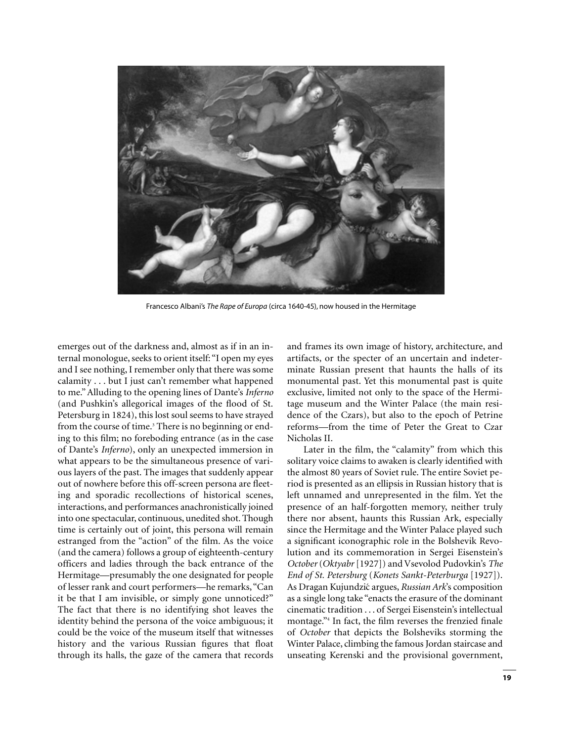Francesco Albani's *The Rape of Europa* (circa 1640-45), now housed in the Hermitage

emerges out of the darkness and, almost as if in an internal monologue, seeks to orient itself: "I open my eyes and I see nothing, I remember only that there was some calamity . . . but I just can't remember what happened to me." Alluding to the opening lines of Dante's *Inferno* (and Pushkin's allegorical images of the flood of St. Petersburg in 1824), this lost soul seems to have strayed from the course of time.[3] There is no beginning or ending to this film; no foreboding entrance (as in the case of Dante's *Inferno*), only an unexpected immersion in what appears to be the simultaneous presence of various layers of the past. The images that suddenly appear out of nowhere before this off-screen persona are fleeting and sporadic recollections of historical scenes, interactions, and performances anachronistically joined into one spectacular, continuous, unedited shot. Though time is certainly out of joint, this persona will remain estranged from the "action" of the film. As the voice (and the camera) follows a group of eighteenth-century officers and ladies through the back entrance of the Hermitage—presumably the one designated for people of lesser rank and court performers—he remarks, "Can it be that I am invisible, or simply gone unnoticed?" The fact that there is no identifying shot leaves the identity behind the persona of the voice ambiguous; it could be the voice of the museum itself that witnesses history and the various Russian figures that float through its halls, the gaze of the camera that records and frames its own image of history, architecture, and artifacts, or the specter of an uncertain and indeterminate Russian present that haunts the halls of its monumental past. Yet this monumental past is quite exclusive, limited not only to the space of the Hermitage museum and the Winter Palace (the main residence of the Czars), but also to the epoch of Petrine reforms—from the time of Peter the Great to Czar Nicholas II.

Later in the film, the "calamity" from which this solitary voice claims to awaken is clearly identified with the almost 80 years of Soviet rule. The entire Soviet period is presented as an ellipsis in Russian history that is left unnamed and unrepresented in the film. Yet the presence of an half-forgotten memory, neither truly there nor absent, haunts this Russian Ark, especially since the Hermitage and the Winter Palace played such a significant iconographic role in the Bolshevik Revolution and its commemoration in Sergei Eisenstein's *October* (*Oktyabr* [1927]) and Vsevolod Pudovkin's *The End of St. Petersburg* (*Konets Sankt-Peterburga* [1927]). As Dragan Kujundzić argues, *Russian Ark*'s composition as a single long take "enacts the erasure of the dominant cinematic tradition . . . of Sergei Eisenstein's intellectual montage."[4] In fact, the film reverses the frenzied finale of *October* that depicts the Bolsheviks storming the Winter Palace, climbing the famous Jordan staircase and unseating Kerenski and the provisional government,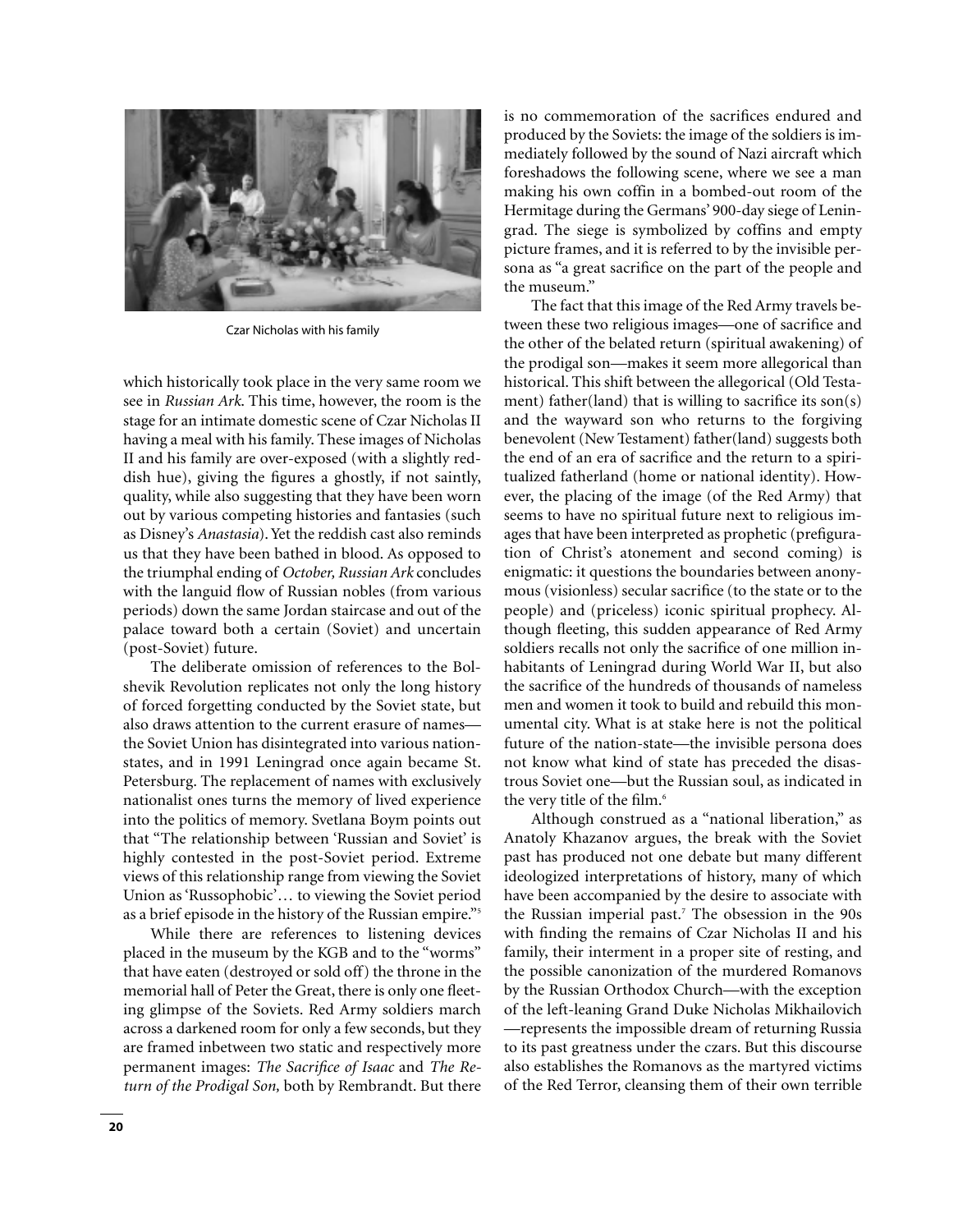Czar Nicholas with his family

which historically took place in the very same room we see in *Russian Ark*. This time, however, the room is the stage for an intimate domestic scene of Czar Nicholas II having a meal with his family. These images of Nicholas II and his family are over-exposed (with a slightly reddish hue), giving the figures a ghostly, if not saintly, quality, while also suggesting that they have been worn out by various competing histories and fantasies (such as Disney's *Anastasia*). Yet the reddish cast also reminds us that they have been bathed in blood. As opposed to the triumphal ending of *October, Russian Ark* concludes with the languid flow of Russian nobles (from various periods) down the same Jordan staircase and out of the palace toward both a certain (Soviet) and uncertain (post-Soviet) future.

The deliberate omission of references to the Bolshevik Revolution replicates not only the long history of forced forgetting conducted by the Soviet state, but also draws attention to the current erasure of names—the Soviet Union has disintegrated into various nation-states, and in 1991 Leningrad once again became St. Petersburg. The replacement of names with exclusively nationalist ones turns the memory of lived experience into the politics of memory. Svetlana Boym points out that "The relationship between 'Russian and Soviet' is highly contested in the post-Soviet period. Extreme views of this relationship range from viewing the Soviet Union as 'Russophobic'… to viewing the Soviet period as a brief episode in the history of the Russian empire."[5]

While there are references to listening devices placed in the museum by the KGB and to the "worms" that have eaten (destroyed or sold off) the throne in the memorial hall of Peter the Great, there is only one fleeting glimpse of the Soviets. Red Army soldiers march across a darkened room for only a few seconds, but they are framed inbetween two static and respectively more permanent images: *The Sacrifice of Isaac* and *The Return of the Prodigal Son,* both by Rembrandt. But there is no commemoration of the sacrifices endured and produced by the Soviets: the image of the soldiers is immediately followed by the sound of Nazi aircraft which foreshadows the following scene, where we see a man making his own coffin in a bombed-out room of the Hermitage during the Germans' 900-day siege of Leningrad. The siege is symbolized by coffins and empty picture frames, and it is referred to by the invisible persona as "a great sacrifice on the part of the people and the museum."

The fact that this image of the Red Army travels between these two religious images—one of sacrifice and the other of the belated return (spiritual awakening) of the prodigal son—makes it seem more allegorical than historical. This shift between the allegorical (Old Testament) father(land) that is willing to sacrifice its son(s) and the wayward son who returns to the forgiving benevolent (New Testament) father(land) suggests both the end of an era of sacrifice and the return to a spiritualized fatherland (home or national identity). However, the placing of the image (of the Red Army) that seems to have no spiritual future next to religious images that have been interpreted as prophetic (prefiguration of Christ's atonement and second coming) is enigmatic: it questions the boundaries between anonymous (visionless) secular sacrifice (to the state or to the people) and (priceless) iconic spiritual prophecy. Although fleeting, this sudden appearance of Red Army soldiers recalls not only the sacrifice of one million inhabitants of Leningrad during World War II, but also the sacrifice of the hundreds of thousands of nameless men and women it took to build and rebuild this monumental city. What is at stake here is not the political future of the nation-state—the invisible persona does not know what kind of state has preceded the disastrous Soviet one—but the Russian soul, as indicated in the very title of the film.[6]

Although construed as a "national liberation," as Anatoly Khazanov argues, the break with the Soviet past has produced not one debate but many different ideologized interpretations of history, many of which have been accompanied by the desire to associate with the Russian imperial past.[7] The obsession in the 90s with finding the remains of Czar Nicholas II and his family, their interment in a proper site of resting, and the possible canonization of the murdered Romanovs by the Russian Orthodox Church—with the exception of the left-leaning Grand Duke Nicholas Mikhailovich—represents the impossible dream of returning Russia to its past greatness under the czars. But this discourse also establishes the Romanovs as the martyred victims of the Red Terror, cleansing them of their own terrible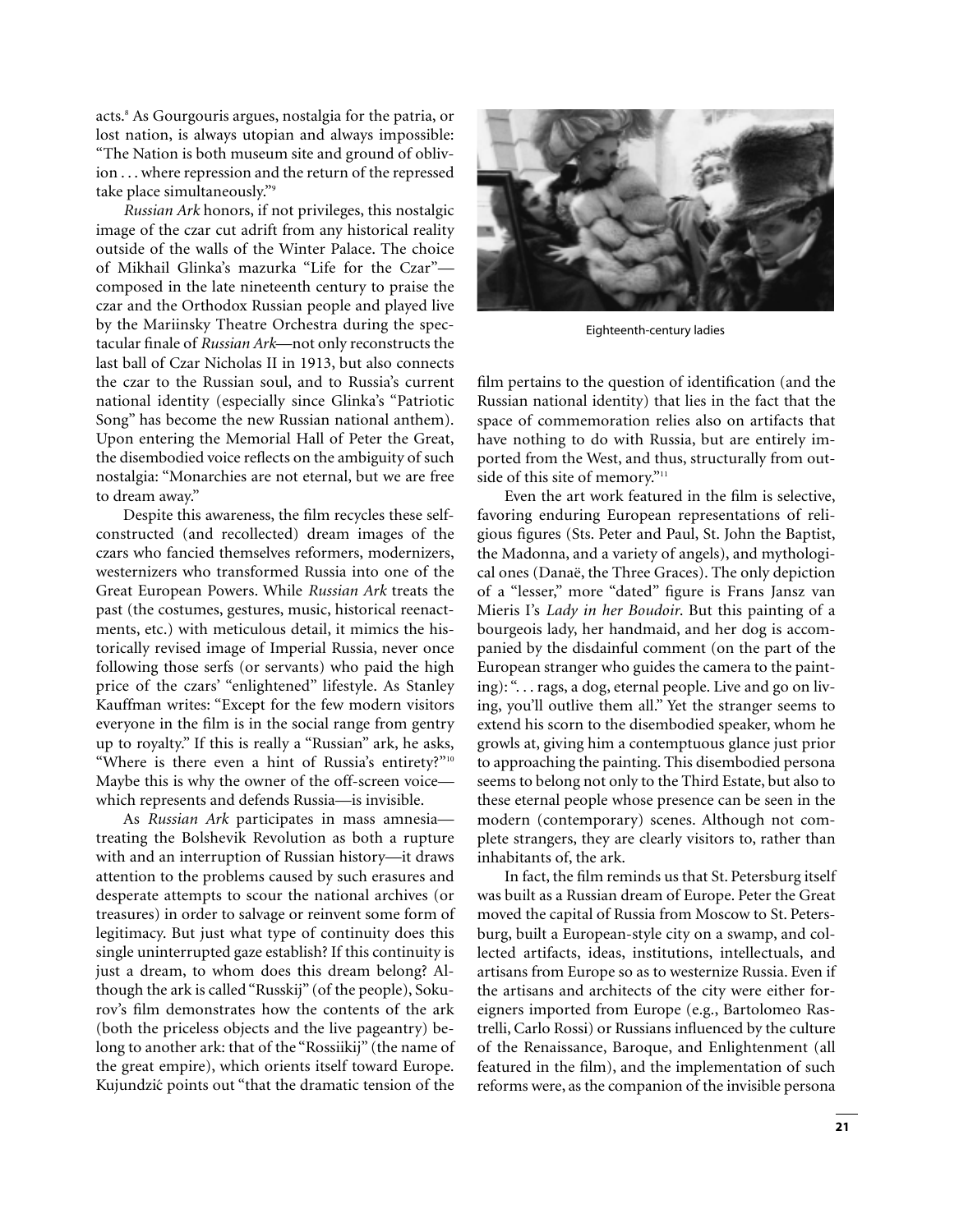acts.[8] As Gourgouris argues, nostalgia for the patria, or lost nation, is always utopian and always impossible: "The Nation is both museum site and ground of oblivion . . . where repression and the return of the repressed take place simultaneously."[9]

*Russian Ark* honors, if not privileges, this nostalgic image of the czar cut adrift from any historical reality outside of the walls of the Winter Palace. The choice of Mikhail Glinka's mazurka "Life for the Czar"—composed in the late nineteenth century to praise the czar and the Orthodox Russian people and played live by the Mariinsky Theatre Orchestra during the spectacular finale of *Russian Ark*—not only reconstructs the last ball of Czar Nicholas II in 1913, but also connects the czar to the Russian soul, and to Russia's current national identity (especially since Glinka's "Patriotic Song" has become the new Russian national anthem). Upon entering the Memorial Hall of Peter the Great, the disembodied voice reflects on the ambiguity of such nostalgia: "Monarchies are not eternal, but we are free to dream away."

Despite this awareness, the film recycles these self-constructed (and recollected) dream images of the czars who fancied themselves reformers, modernizers, westernizers who transformed Russia into one of the Great European Powers. While *Russian Ark* treats the past (the costumes, gestures, music, historical reenactments, etc.) with meticulous detail, it mimics the historically revised image of Imperial Russia, never once following those serfs (or servants) who paid the high price of the czars' "enlightened" lifestyle. As Stanley Kauffman writes: "Except for the few modern visitors everyone in the film is in the social range from gentry up to royalty." If this is really a "Russian" ark, he asks, "Where is there even a hint of Russia's entirety?"[10] Maybe this is why the owner of the off-screen voice—which represents and defends Russia—is invisible.

As *Russian Ark* participates in mass amnesia—treating the Bolshevik Revolution as both a rupture with and an interruption of Russian history—it draws attention to the problems caused by such erasures and desperate attempts to scour the national archives (or treasures) in order to salvage or reinvent some form of legitimacy. But just what type of continuity does this single uninterrupted gaze establish? If this continuity is just a dream, to whom does this dream belong? Although the ark is called "Russkij" (of the people), Sokurov's film demonstrates how the contents of the ark (both the priceless objects and the live pageantry) belong to another ark: that of the "Rossiikij" (the name of the great empire), which orients itself toward Europe. Kujundzić points out "that the dramatic tension of the film pertains to the question of identification (and the Russian national identity) that lies in the fact that the space of commemoration relies also on artifacts that have nothing to do with Russia, but are entirely imported from the West, and thus, structurally from outside of this site of memory."[11]

Eighteenth-century ladies

Even the art work featured in the film is selective, favoring enduring European representations of religious figures (Sts. Peter and Paul, St. John the Baptist, the Madonna, and a variety of angels), and mythological ones (Danaë, the Three Graces). The only depiction of a "lesser," more "dated" figure is Frans Jansz van Mieris I's *Lady in her Boudoir*. But this painting of a bourgeois lady, her handmaid, and her dog is accompanied by the disdainful comment (on the part of the European stranger who guides the camera to the painting): ". . . rags, a dog, eternal people. Live and go on living, you'll outlive them all." Yet the stranger seems to extend his scorn to the disembodied speaker, whom he growls at, giving him a contemptuous glance just prior to approaching the painting. This disembodied persona seems to belong not only to the Third Estate, but also to these eternal people whose presence can be seen in the modern (contemporary) scenes. Although not complete strangers, they are clearly visitors to, rather than inhabitants of, the ark.

In fact, the film reminds us that St. Petersburg itself was built as a Russian dream of Europe. Peter the Great moved the capital of Russia from Moscow to St. Petersburg, built a European-style city on a swamp, and collected artifacts, ideas, institutions, intellectuals, and artisans from Europe so as to westernize Russia. Even if the artisans and architects of the city were either foreigners imported from Europe (e.g., Bartolomeo Rastrelli, Carlo Rossi) or Russians influenced by the culture of the Renaissance, Baroque, and Enlightenment (all featured in the film), and the implementation of such reforms were, as the companion of the invisible persona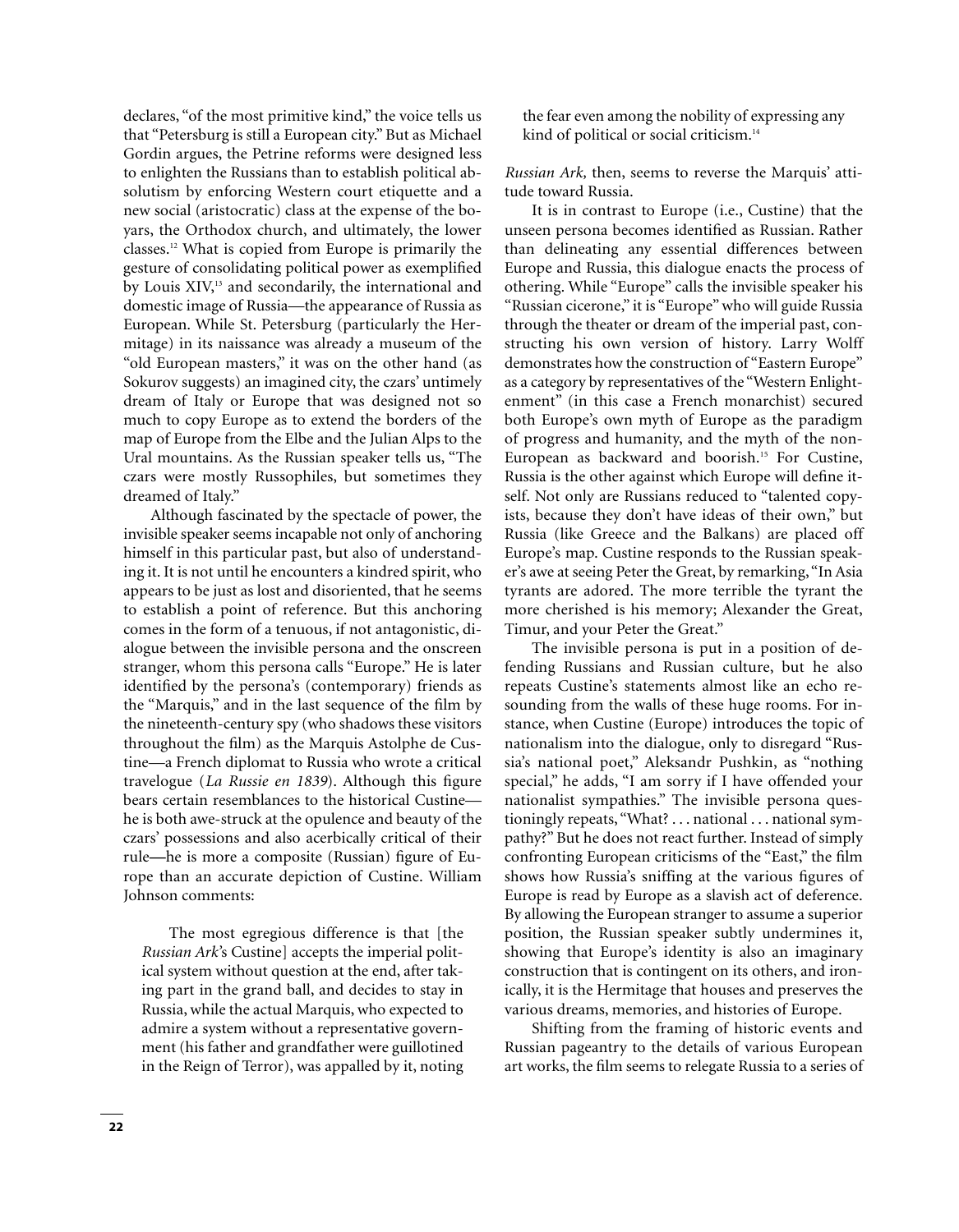declares, "of the most primitive kind," the voice tells us that "Petersburg is still a European city." But as Michael Gordin argues, the Petrine reforms were designed less to enlighten the Russians than to establish political absolutism by enforcing Western court etiquette and a new social (aristocratic) class at the expense of the boyars, the Orthodox church, and ultimately, the lower classes.[12] What is copied from Europe is primarily the gesture of consolidating political power as exemplified by Louis XIV,[13] and secondarily, the international and domestic image of Russia—the appearance of Russia as European. While St. Petersburg (particularly the Hermitage) in its naissance was already a museum of the "old European masters," it was on the other hand (as Sokurov suggests) an imagined city, the czars' untimely dream of Italy or Europe that was designed not so much to copy Europe as to extend the borders of the map of Europe from the Elbe and the Julian Alps to the Ural mountains. As the Russian speaker tells us, "The czars were mostly Russophiles, but sometimes they dreamed of Italy."

Although fascinated by the spectacle of power, the invisible speaker seems incapable not only of anchoring himself in this particular past, but also of understanding it. It is not until he encounters a kindred spirit, who appears to be just as lost and disoriented, that he seems to establish a point of reference. But this anchoring comes in the form of a tenuous, if not antagonistic, dialogue between the invisible persona and the onscreen stranger, whom this persona calls "Europe." He is later identified by the persona's (contemporary) friends as the "Marquis," and in the last sequence of the film by the nineteenth-century spy (who shadows these visitors throughout the film) as the Marquis Astolphe de Custine—a French diplomat to Russia who wrote a critical travelogue (*La Russie en 1839*). Although this figure bears certain resemblances to the historical Custine—he is both awe-struck at the opulence and beauty of the czars' possessions and also acerbically critical of their rule—he is more a composite (Russian) figure of Europe than an accurate depiction of Custine. William Johnson comments:

> The most egregious difference is that [the *Russian Ark*'s Custine] accepts the imperial political system without question at the end, after taking part in the grand ball, and decides to stay in Russia, while the actual Marquis, who expected to admire a system without a representative government (his father and grandfather were guillotined in the Reign of Terror), was appalled by it, noting the fear even among the nobility of expressing any kind of political or social criticism.[14]

*Russian Ark,* then, seems to reverse the Marquis' attitude toward Russia.

It is in contrast to Europe (i.e., Custine) that the unseen persona becomes identified as Russian. Rather than delineating any essential differences between Europe and Russia, this dialogue enacts the process of othering. While "Europe" calls the invisible speaker his "Russian cicerone," it is "Europe" who will guide Russia through the theater or dream of the imperial past, constructing his own version of history. Larry Wolff demonstrates how the construction of "Eastern Europe" as a category by representatives of the "Western Enlightenment" (in this case a French monarchist) secured both Europe's own myth of Europe as the paradigm of progress and humanity, and the myth of the non-European as backward and boorish.[15] For Custine, Russia is the other against which Europe will define itself. Not only are Russians reduced to "talented copyists, because they don't have ideas of their own," but Russia (like Greece and the Balkans) are placed off Europe's map. Custine responds to the Russian speaker's awe at seeing Peter the Great, by remarking, "In Asia tyrants are adored. The more terrible the tyrant the more cherished is his memory; Alexander the Great, Timur, and your Peter the Great."

The invisible persona is put in a position of defending Russians and Russian culture, but he also repeats Custine's statements almost like an echo resounding from the walls of these huge rooms. For instance, when Custine (Europe) introduces the topic of nationalism into the dialogue, only to disregard "Russia's national poet," Aleksandr Pushkin, as "nothing special," he adds, "I am sorry if I have offended your nationalist sympathies." The invisible persona questioningly repeats, "What? . . . national . . . national sympathy?" But he does not react further. Instead of simply confronting European criticisms of the "East," the film shows how Russia's sniffing at the various figures of Europe is read by Europe as a slavish act of deference. By allowing the European stranger to assume a superior position, the Russian speaker subtly undermines it, showing that Europe's identity is also an imaginary construction that is contingent on its others, and ironically, it is the Hermitage that houses and preserves the various dreams, memories, and histories of Europe.

Shifting from the framing of historic events and Russian pageantry to the details of various European art works, the film seems to relegate Russia to a series of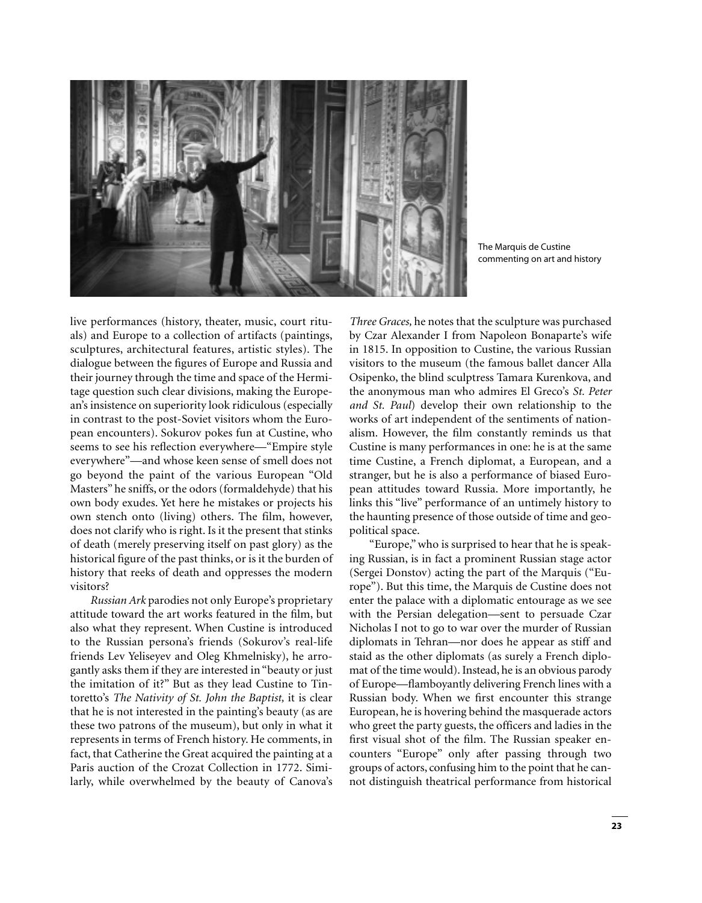The Marquis de Custine commenting on art and history

live performances (history, theater, music, court rituals) and Europe to a collection of artifacts (paintings, sculptures, architectural features, artistic styles). The dialogue between the figures of Europe and Russia and their journey through the time and space of the Hermitage question such clear divisions, making the European's insistence on superiority look ridiculous (especially in contrast to the post-Soviet visitors whom the European encounters). Sokurov pokes fun at Custine, who seems to see his reflection everywhere—"Empire style everywhere"—and whose keen sense of smell does not go beyond the paint of the various European "Old Masters" he sniffs, or the odors (formaldehyde) that his own body exudes. Yet here he mistakes or projects his own stench onto (living) others. The film, however, does not clarify who is right. Is it the present that stinks of death (merely preserving itself on past glory) as the historical figure of the past thinks, or is it the burden of history that reeks of death and oppresses the modern visitors?

*Russian Ark* parodies not only Europe's proprietary attitude toward the art works featured in the film, but also what they represent. When Custine is introduced to the Russian persona's friends (Sokurov's real-life friends Lev Yeliseyev and Oleg Khmelnisky), he arrogantly asks them if they are interested in "beauty or just the imitation of it?" But as they lead Custine to Tintoretto's *The Nativity of St. John the Baptist,* it is clear that he is not interested in the painting's beauty (as are these two patrons of the museum), but only in what it represents in terms of French history. He comments, in fact, that Catherine the Great acquired the painting at a Paris auction of the Crozat Collection in 1772. Similarly, while overwhelmed by the beauty of Canova's *Three Graces,* he notes that the sculpture was purchased by Czar Alexander I from Napoleon Bonaparte's wife in 1815. In opposition to Custine, the various Russian visitors to the museum (the famous ballet dancer Alla Osipenko, the blind sculptress Tamara Kurenkova, and the anonymous man who admires El Greco's *St. Peter and St. Paul*) develop their own relationship to the works of art independent of the sentiments of nationalism. However, the film constantly reminds us that Custine is many performances in one: he is at the same time Custine, a French diplomat, a European, and a stranger, but he is also a performance of biased European attitudes toward Russia. More importantly, he links this "live" performance of an untimely history to the haunting presence of those outside of time and geopolitical space.

"Europe," who is surprised to hear that he is speaking Russian, is in fact a prominent Russian stage actor (Sergei Donstov) acting the part of the Marquis ("Europe"). But this time, the Marquis de Custine does not enter the palace with a diplomatic entourage as we see with the Persian delegation—sent to persuade Czar Nicholas I not to go to war over the murder of Russian diplomats in Tehran—nor does he appear as stiff and staid as the other diplomats (as surely a French diplomat of the time would). Instead, he is an obvious parody of Europe—flamboyantly delivering French lines with a Russian body. When we first encounter this strange European, he is hovering behind the masquerade actors who greet the party guests, the officers and ladies in the first visual shot of the film. The Russian speaker encounters "Europe" only after passing through two groups of actors, confusing him to the point that he cannot distinguish theatrical performance from historical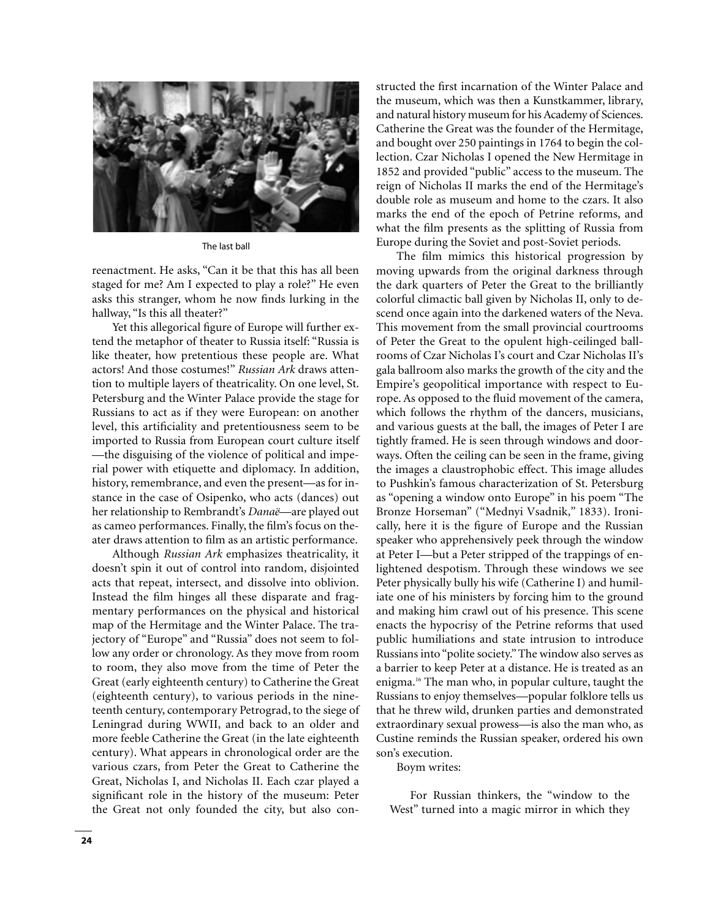The last ball

reenactment. He asks, "Can it be that this has all been staged for me? Am I expected to play a role?" He even asks this stranger, whom he now finds lurking in the hallway, "Is this all theater?"

Yet this allegorical figure of Europe will further extend the metaphor of theater to Russia itself: "Russia is like theater, how pretentious these people are. What actors! And those costumes!" *Russian Ark* draws attention to multiple layers of theatricality. On one level, St. Petersburg and the Winter Palace provide the stage for Russians to act as if they were European: on another level, this artificiality and pretentiousness seem to be imported to Russia from European court culture itself—the disguising of the violence of political and imperial power with etiquette and diplomacy. In addition, history, remembrance, and even the present—as for instance in the case of Osipenko, who acts (dances) out her relationship to Rembrandt's *Danaë*—are played out as cameo performances. Finally, the film's focus on theater draws attention to film as an artistic performance.

Although *Russian Ark* emphasizes theatricality, it doesn't spin it out of control into random, disjointed acts that repeat, intersect, and dissolve into oblivion. Instead the film hinges all these disparate and fragmentary performances on the physical and historical map of the Hermitage and the Winter Palace. The trajectory of "Europe" and "Russia" does not seem to follow any order or chronology. As they move from room to room, they also move from the time of Peter the Great (early eighteenth century) to Catherine the Great (eighteenth century), to various periods in the nineteenth century, contemporary Petrograd, to the siege of Leningrad during WWII, and back to an older and more feeble Catherine the Great (in the late eighteenth century). What appears in chronological order are the various czars, from Peter the Great to Catherine the Great, Nicholas I, and Nicholas II. Each czar played a significant role in the history of the museum: Peter the Great not only founded the city, but also constructed the first incarnation of the Winter Palace and the museum, which was then a Kunstkammer, library, and natural history museum for his Academy of Sciences. Catherine the Great was the founder of the Hermitage, and bought over 250 paintings in 1764 to begin the collection. Czar Nicholas I opened the New Hermitage in 1852 and provided "public" access to the museum. The reign of Nicholas II marks the end of the Hermitage's double role as museum and home to the czars. It also marks the end of the epoch of Petrine reforms, and what the film presents as the splitting of Russia from Europe during the Soviet and post-Soviet periods.

The film mimics this historical progression by moving upwards from the original darkness through the dark quarters of Peter the Great to the brilliantly colorful climactic ball given by Nicholas II, only to descend once again into the darkened waters of the Neva. This movement from the small provincial courtrooms of Peter the Great to the opulent high-ceilinged ballrooms of Czar Nicholas I's court and Czar Nicholas II's gala ballroom also marks the growth of the city and the Empire's geopolitical importance with respect to Europe. As opposed to the fluid movement of the camera, which follows the rhythm of the dancers, musicians, and various guests at the ball, the images of Peter I are tightly framed. He is seen through windows and doorways. Often the ceiling can be seen in the frame, giving the images a claustrophobic effect. This image alludes to Pushkin's famous characterization of St. Petersburg as "opening a window onto Europe" in his poem "The Bronze Horseman" ("Mednyi Vsadnik," 1833). Ironically, here it is the figure of Europe and the Russian speaker who apprehensively peek through the window at Peter I—but a Peter stripped of the trappings of enlightened despotism. Through these windows we see Peter physically bully his wife (Catherine I) and humiliate one of his ministers by forcing him to the ground and making him crawl out of his presence. This scene enacts the hypocrisy of the Petrine reforms that used public humiliations and state intrusion to introduce Russians into "polite society." The window also serves as a barrier to keep Peter at a distance. He is treated as an enigma.[16] The man who, in popular culture, taught the Russians to enjoy themselves—popular folklore tells us that he threw wild, drunken parties and demonstrated extraordinary sexual prowess—is also the man who, as Custine reminds the Russian speaker, ordered his own son's execution.

Boym writes:

> For Russian thinkers, the "window to the West" turned into a magic mirror in which they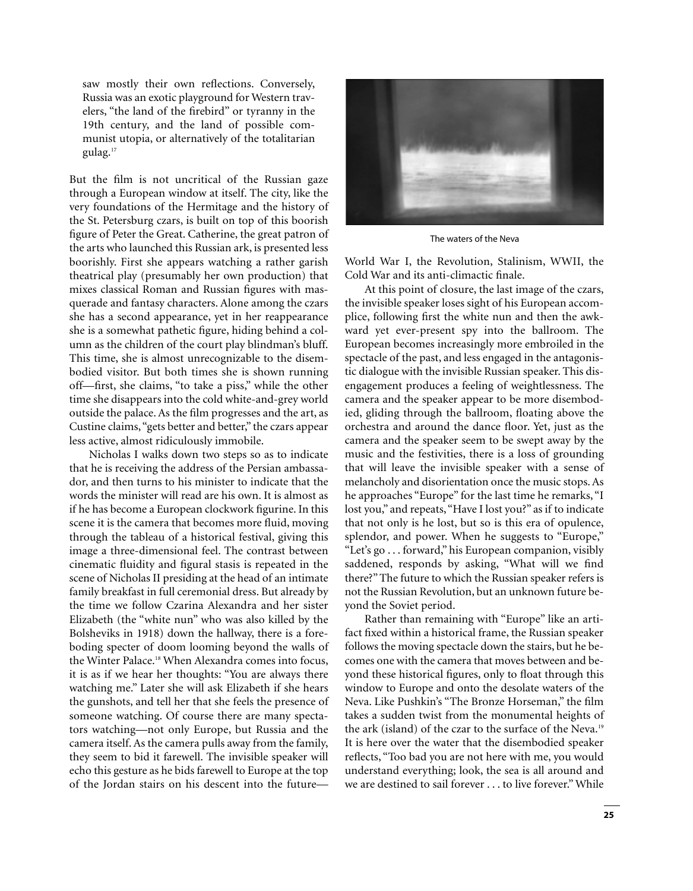saw mostly their own reflections. Conversely, Russia was an exotic playground for Western travelers, "the land of the firebird" or tyranny in the 19th century, and the land of possible communist utopia, or alternatively of the totalitarian gulag.[17]

But the film is not uncritical of the Russian gaze through a European window at itself. The city, like the very foundations of the Hermitage and the history of the St. Petersburg czars, is built on top of this boorish figure of Peter the Great. Catherine, the great patron of the arts who launched this Russian ark, is presented less boorishly. First she appears watching a rather garish theatrical play (presumably her own production) that mixes classical Roman and Russian figures with masquerade and fantasy characters. Alone among the czars she has a second appearance, yet in her reappearance she is a somewhat pathetic figure, hiding behind a column as the children of the court play blindman's bluff. This time, she is almost unrecognizable to the disembodied visitor. But both times she is shown running off—first, she claims, "to take a piss," while the other time she disappears into the cold white-and-grey world outside the palace. As the film progresses and the art, as Custine claims, "gets better and better," the czars appear less active, almost ridiculously immobile.

Nicholas I walks down two steps so as to indicate that he is receiving the address of the Persian ambassador, and then turns to his minister to indicate that the words the minister will read are his own. It is almost as if he has become a European clockwork figurine. In this scene it is the camera that becomes more fluid, moving through the tableau of a historical festival, giving this image a three-dimensional feel. The contrast between cinematic fluidity and figural stasis is repeated in the scene of Nicholas II presiding at the head of an intimate family breakfast in full ceremonial dress. But already by the time we follow Czarina Alexandra and her sister Elizabeth (the "white nun" who was also killed by the Bolsheviks in 1918) down the hallway, there is a foreboding specter of doom looming beyond the walls of the Winter Palace.[18] When Alexandra comes into focus, it is as if we hear her thoughts: "You are always there watching me." Later she will ask Elizabeth if she hears the gunshots, and tell her that she feels the presence of someone watching. Of course there are many spectators watching—not only Europe, but Russia and the camera itself. As the camera pulls away from the family, they seem to bid it farewell. The invisible speaker will echo this gesture as he bids farewell to Europe at the top of the Jordan stairs on his descent into the future—World War I, the Revolution, Stalinism, WWII, the Cold War and its anti-climactic finale.

The waters of the Neva

At this point of closure, the last image of the czars, the invisible speaker loses sight of his European accomplice, following first the white nun and then the awkward yet ever-present spy into the ballroom. The European becomes increasingly more embroiled in the spectacle of the past, and less engaged in the antagonistic dialogue with the invisible Russian speaker. This disengagement produces a feeling of weightlessness. The camera and the speaker appear to be more disembodied, gliding through the ballroom, floating above the orchestra and around the dance floor. Yet, just as the camera and the speaker seem to be swept away by the music and the festivities, there is a loss of grounding that will leave the invisible speaker with a sense of melancholy and disorientation once the music stops. As he approaches "Europe" for the last time he remarks, "I lost you," and repeats, "Have I lost you?" as if to indicate that not only is he lost, but so is this era of opulence, splendor, and power. When he suggests to "Europe," "Let's go . . . forward," his European companion, visibly saddened, responds by asking, "What will we find there?" The future to which the Russian speaker refers is not the Russian Revolution, but an unknown future beyond the Soviet period.

Rather than remaining with "Europe" like an artifact fixed within a historical frame, the Russian speaker follows the moving spectacle down the stairs, but he becomes one with the camera that moves between and beyond these historical figures, only to float through this window to Europe and onto the desolate waters of the Neva. Like Pushkin's "The Bronze Horseman," the film takes a sudden twist from the monumental heights of the ark (island) of the czar to the surface of the Neva.[19] It is here over the water that the disembodied speaker reflects, "Too bad you are not here with me, you would understand everything; look, the sea is all around and we are destined to sail forever . . . to live forever." While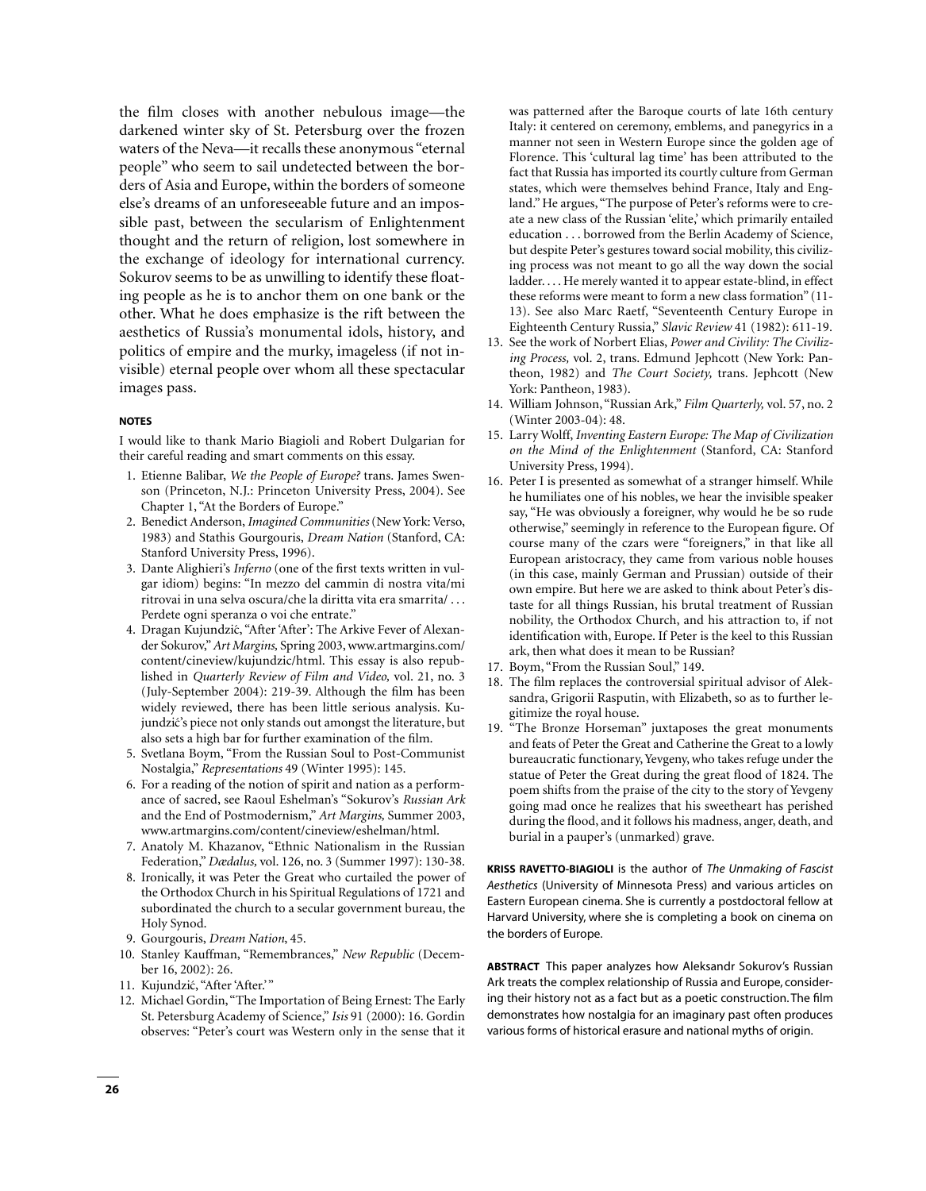the film closes with another nebulous image—the darkened winter sky of St. Petersburg over the frozen waters of the Neva—it recalls these anonymous "eternal people" who seem to sail undetected between the borders of Asia and Europe, within the borders of someone else's dreams of an unforeseeable future and an impossible past, between the secularism of Enlightenment thought and the return of religion, lost somewhere in the exchange of ideology for international currency. Sokurov seems to be as unwilling to identify these floating people as he is to anchor them on one bank or the other. What he does emphasize is the rift between the aesthetics of Russia's monumental idols, history, and politics of empire and the murky, imageless (if not invisible) eternal people over whom all these spectacular images pass.

## NOTES

I would like to thank Mario Biagioli and Robert Dulgarian for their careful reading and smart comments on this essay.

1. Etienne Balibar, *We the People of Europe?* trans. James Swenson (Princeton, N.J.: Princeton University Press, 2004). See Chapter 1, "At the Borders of Europe."
2. Benedict Anderson, *Imagined Communities* (New York: Verso, 1983) and Stathis Gourgouris, *Dream Nation* (Stanford, CA: Stanford University Press, 1996).
3. Dante Alighieri's *Inferno* (one of the first texts written in vulgar idiom) begins: "In mezzo del cammin di nostra vita/mi ritrovai in una selva oscura/che la diritta vita era smarrita/ . . . Perdete ogni speranza o voi che entrate."
4. Dragan Kujundzić, "After 'After': The Arkive Fever of Alexander Sokurov," *Art Margins,* Spring 2003, www.artmargins.com/content/cineview/kujundzic/html. This essay is also republished in *Quarterly Review of Film and Video,* vol. 21, no. 3 (July-September 2004): 219-39. Although the film has been widely reviewed, there has been little serious analysis. Kujundzić's piece not only stands out amongst the literature, but also sets a high bar for further examination of the film.
5. Svetlana Boym, "From the Russian Soul to Post-Communist Nostalgia," *Representations* 49 (Winter 1995): 145.
6. For a reading of the notion of spirit and nation as a performance of sacred, see Raoul Eshelman's "Sokurov's *Russian Ark* and the End of Postmodernism," *Art Margins,* Summer 2003, www.artmargins.com/content/cineview/eshelman/html.
7. Anatoly M. Khazanov, "Ethnic Nationalism in the Russian Federation," *Dædalus,* vol. 126, no. 3 (Summer 1997): 130-38.
8. Ironically, it was Peter the Great who curtailed the power of the Orthodox Church in his Spiritual Regulations of 1721 and subordinated the church to a secular government bureau, the Holy Synod.
9. Gourgouris, *Dream Nation*, 45.
10. Stanley Kauffman, "Remembrances," *New Republic* (December 16, 2002): 26.
11. Kujundzić, "After 'After.' "
12. Michael Gordin, "The Importation of Being Ernest: The Early St. Petersburg Academy of Science," *Isis* 91 (2000): 16. Gordin observes: "Peter's court was Western only in the sense that it was patterned after the Baroque courts of late 16th century Italy: it centered on ceremony, emblems, and panegyrics in a manner not seen in Western Europe since the golden age of Florence. This 'cultural lag time' has been attributed to the fact that Russia has imported its courtly culture from German states, which were themselves behind France, Italy and England." He argues, "The purpose of Peter's reforms were to create a new class of the Russian 'elite,' which primarily entailed education . . . borrowed from the Berlin Academy of Science, but despite Peter's gestures toward social mobility, this civilizing process was not meant to go all the way down the social ladder. . . . He merely wanted it to appear estate-blind, in effect these reforms were meant to form a new class formation" (11-13). See also Marc Raetf, "Seventeenth Century Europe in Eighteenth Century Russia," *Slavic Review* 41 (1982): 611-19.
13. See the work of Norbert Elias, *Power and Civility: The Civilizing Process,* vol. 2, trans. Edmund Jephcott (New York: Pantheon, 1982) and *The Court Society,* trans. Jephcott (New York: Pantheon, 1983).
14. William Johnson, "Russian Ark," *Film Quarterly,* vol. 57, no. 2 (Winter 2003-04): 48.
15. Larry Wolff, *Inventing Eastern Europe: The Map of Civilization on the Mind of the Enlightenment* (Stanford, CA: Stanford University Press, 1994).
16. Peter I is presented as somewhat of a stranger himself. While he humiliates one of his nobles, we hear the invisible speaker say, "He was obviously a foreigner, why would he be so rude otherwise," seemingly in reference to the European figure. Of course many of the czars were "foreigners," in that like all European aristocracy, they came from various noble houses (in this case, mainly German and Prussian) outside of their own empire. But here we are asked to think about Peter's distaste for all things Russian, his brutal treatment of Russian nobility, the Orthodox Church, and his attraction to, if not identification with, Europe. If Peter is the keel to this Russian ark, then what does it mean to be Russian?
17. Boym, "From the Russian Soul," 149.
18. The film replaces the controversial spiritual advisor of Aleksandra, Grigorii Rasputin, with Elizabeth, so as to further legitimize the royal house.
19. "The Bronze Horseman" juxtaposes the great monuments and feats of Peter the Great and Catherine the Great to a lowly bureaucratic functionary, Yevgeny, who takes refuge under the statue of Peter the Great during the great flood of 1824. The poem shifts from the praise of the city to the story of Yevgeny going mad once he realizes that his sweetheart has perished during the flood, and it follows his madness, anger, death, and burial in a pauper's (unmarked) grave.

**KRISS RAVETTO-BIAGIOLI** is the author of *The Unmaking of Fascist Aesthetics* (University of Minnesota Press) and various articles on Eastern European cinema. She is currently a postdoctoral fellow at Harvard University, where she is completing a book on cinema on the borders of Europe.

**ABSTRACT** This paper analyzes how Aleksandr Sokurov's Russian Ark treats the complex relationship of Russia and Europe, considering their history not as a fact but as a poetic construction. The film demonstrates how nostalgia for an imaginary past often produces various forms of historical erasure and national myths of origin.